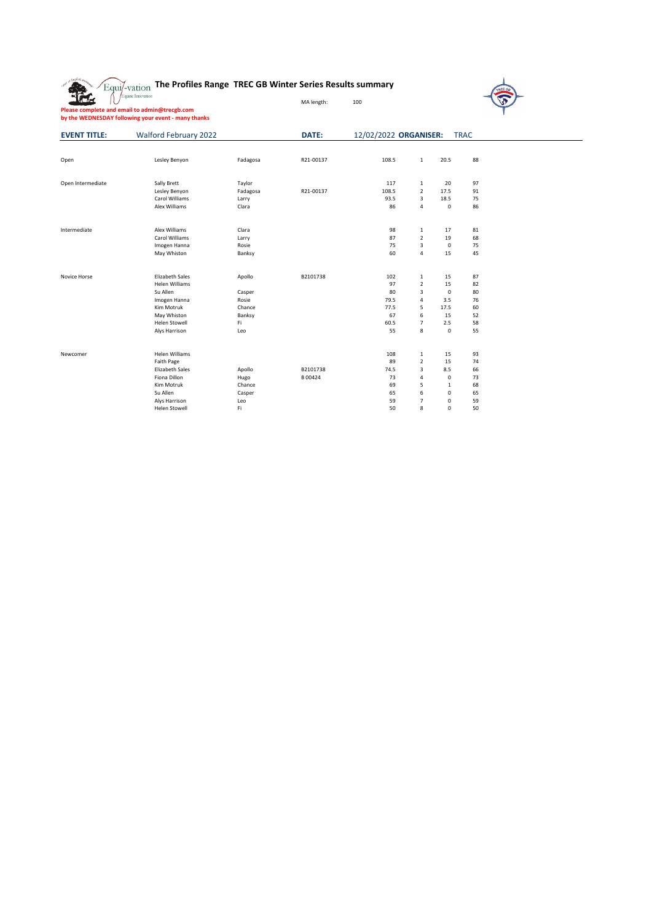# The Profiles Range TREC GB Winter Series Results summary

MA length: 100

**Please complete and email to admin@trecgb.com by the WEDNESDAY following your event - many thanks**

**EVENT TITLE:** Walford February 2022 **DATE:** 12/02/2022 **ORGANISER:** TRAC

| Class | Rider | Horse | Number | Score | Place | | |
|---|---|---|---|---|---|---|---|
| Open | Lesley Benyon | Fadagosa | R21-00137 | 108.5 | 1 | 20.5 | 88 |
| | | | | | | | |
| Open Intermediate | Sally Brett | Taylor | | 117 | 1 | 20 | 97 |
| | Lesley Benyon | Fadagosa | R21-00137 | 108.5 | 2 | 17.5 | 91 |
| | Carol Williams | Larry | | 93.5 | 3 | 18.5 | 75 |
| | Alex Williams | Clara | | 86 | 4 | 0 | 86 |
| | | | | | | | |
| Intermediate | Alex Williams | Clara | | 98 | 1 | 17 | 81 |
| | Carol Williams | Larry | | 87 | 2 | 19 | 68 |
| | Imogen Hanna | Rosie | | 75 | 3 | 0 | 75 |
| | May Whiston | Banksy | | 60 | 4 | 15 | 45 |
| | | | | | | | |
| Novice Horse | Elizabeth Sales | Apollo | B2101738 | 102 | 1 | 15 | 87 |
| | Helen Williams | | | 97 | 2 | 15 | 82 |
| | Su Allen | Casper | | 80 | 3 | 0 | 80 |
| | Imogen Hanna | Rosie | | 79.5 | 4 | 3.5 | 76 |
| | Kim Motruk | Chance | | 77.5 | 5 | 17.5 | 60 |
| | May Whiston | Banksy | | 67 | 6 | 15 | 52 |
| | Helen Stowell | Fi | | 60.5 | 7 | 2.5 | 58 |
| | Alys Harrison | Leo | | 55 | 8 | 0 | 55 |
| | | | | | | | |
| Newcomer | Helen Williams | | | 108 | 1 | 15 | 93 |
| | Faith Page | | | 89 | 2 | 15 | 74 |
| | Elizabeth Sales | Apollo | B2101738 | 74.5 | 3 | 8.5 | 66 |
| | Fiona Dillon | Hugo | B 00424 | 73 | 4 | 0 | 73 |
| | Kim Motruk | Chance | | 69 | 5 | 1 | 68 |
| | Su Allen | Casper | | 65 | 6 | 0 | 65 |
| | Alys Harrison | Leo | | 59 | 7 | 0 | 59 |
| | Helen Stowell | Fi | | 50 | 8 | 0 | 50 |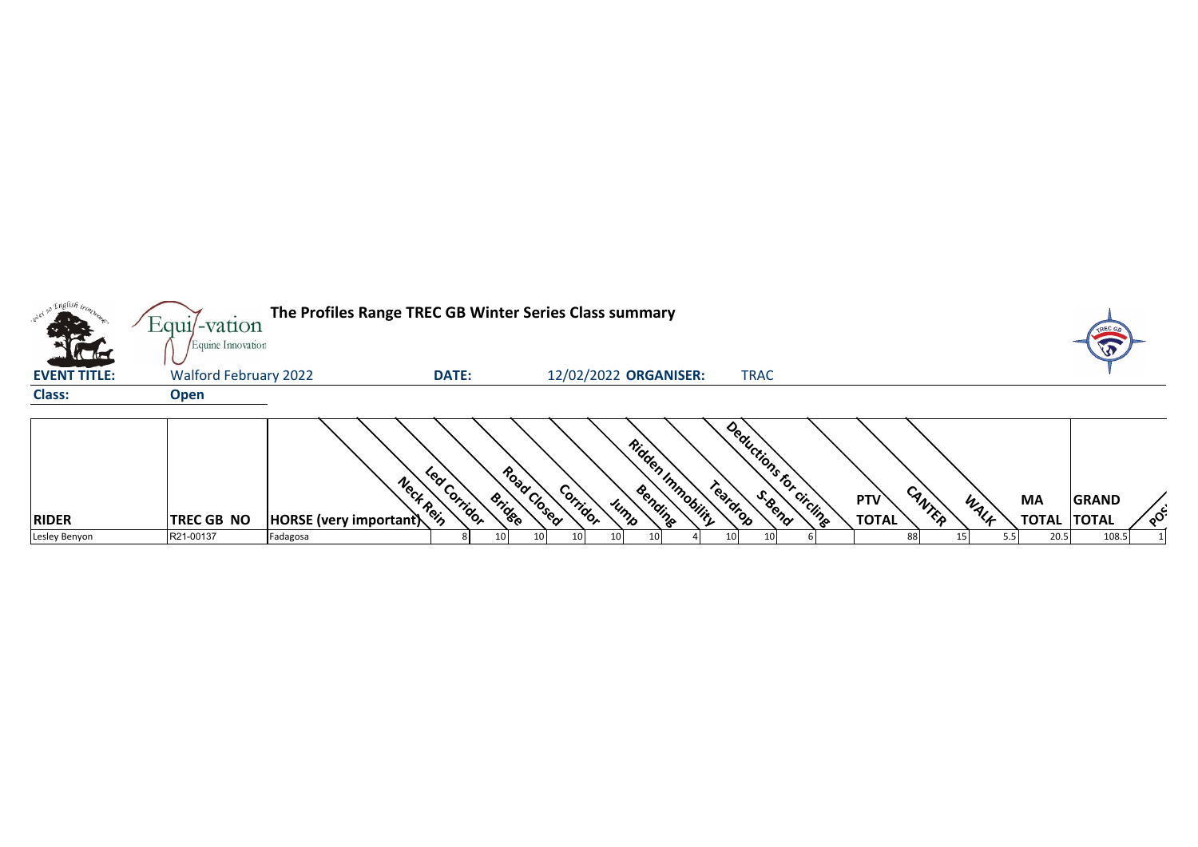# The Profiles Range TREC GB Winter Series Class summary

**EVENT TITLE:** Walford February 2022 **DATE:** 12/02/2022 **ORGANISER:** TRAC

**Class:** Open

| RIDER | TREC GB NO | HORSE (very important) | Neck Rein | Led Corridor | Bridge | Road Closed | Corridor | Jump | Bending | Ridden Immobility | Teardrop | S-Bend | Deductions for circling | PTV TOTAL | CANTER | WALK | MA TOTAL | GRAND TOTAL | POS |
|---|---|---|---|---|---|---|---|---|---|---|---|---|---|---|---|---|---|---|---|
| Lesley Benyon | R21-00137 | Fadagosa | 8 | 10 | 10 | 10 | 10 | 10 | 4 | 10 | 10 | 6 | | 88 | 15 | 5.5 | 20.5 | 108.5 | 1 |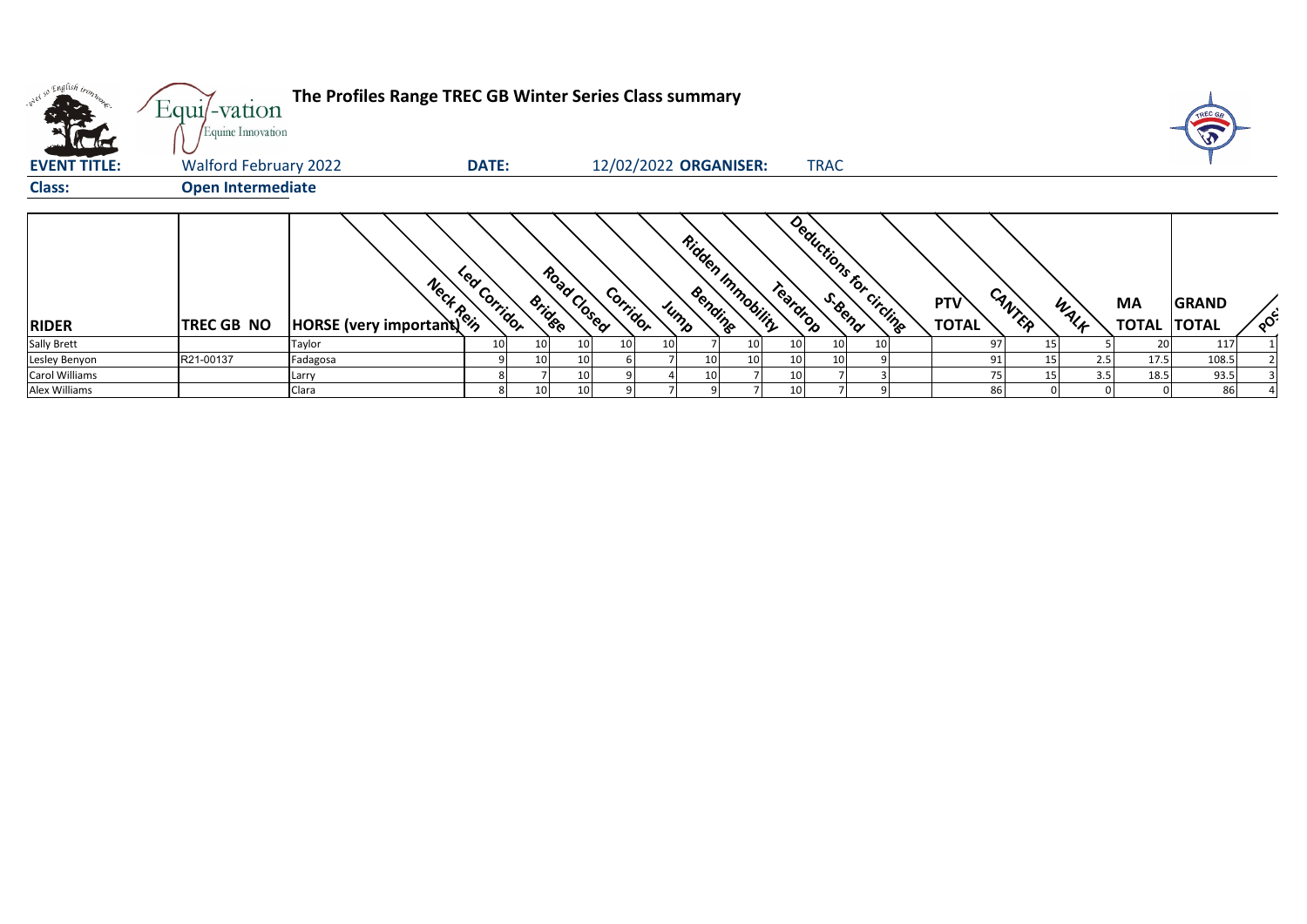**The Profiles Range TREC GB Winter Series Class summary**

**EVENT TITLE:** Walford February 2022 **DATE:** 12/02/2022 **ORGANISER:** TRAC

**Class:** **Open Intermediate**

| RIDER | TREC GB NO | HORSE (very important) | Neck Rein | Led Corridor | Bridge | Road Closed | Corridor | Jump | Bending | Ridden Immobility | Teardrop | S-Bend | Deductions for circling | PTV TOTAL | CANTER | WALK | MA TOTAL | GRAND TOTAL | POS |
|---|---|---|---|---|---|---|---|---|---|---|---|---|---|---|---|---|---|---|---|
| Sally Brett | | Taylor | 10 | 10 | 10 | 10 | 10 | 7 | 10 | 10 | 10 | 10 | | 97 | 15 | 5 | 20 | 117 | 1 |
| Lesley Benyon | R21-00137 | Fadagosa | 9 | 10 | 10 | 6 | 7 | 10 | 10 | 10 | 10 | 9 | | 91 | 15 | 2.5 | 17.5 | 108.5 | 2 |
| Carol Williams | | Larry | 8 | 7 | 10 | 9 | 4 | 10 | 7 | 10 | 7 | 3 | | 75 | 15 | 3.5 | 18.5 | 93.5 | 3 |
| Alex Williams | | Clara | 8 | 10 | 10 | 9 | 7 | 9 | 7 | 10 | 7 | 9 | | 86 | 0 | 0 | 0 | 86 | 4 |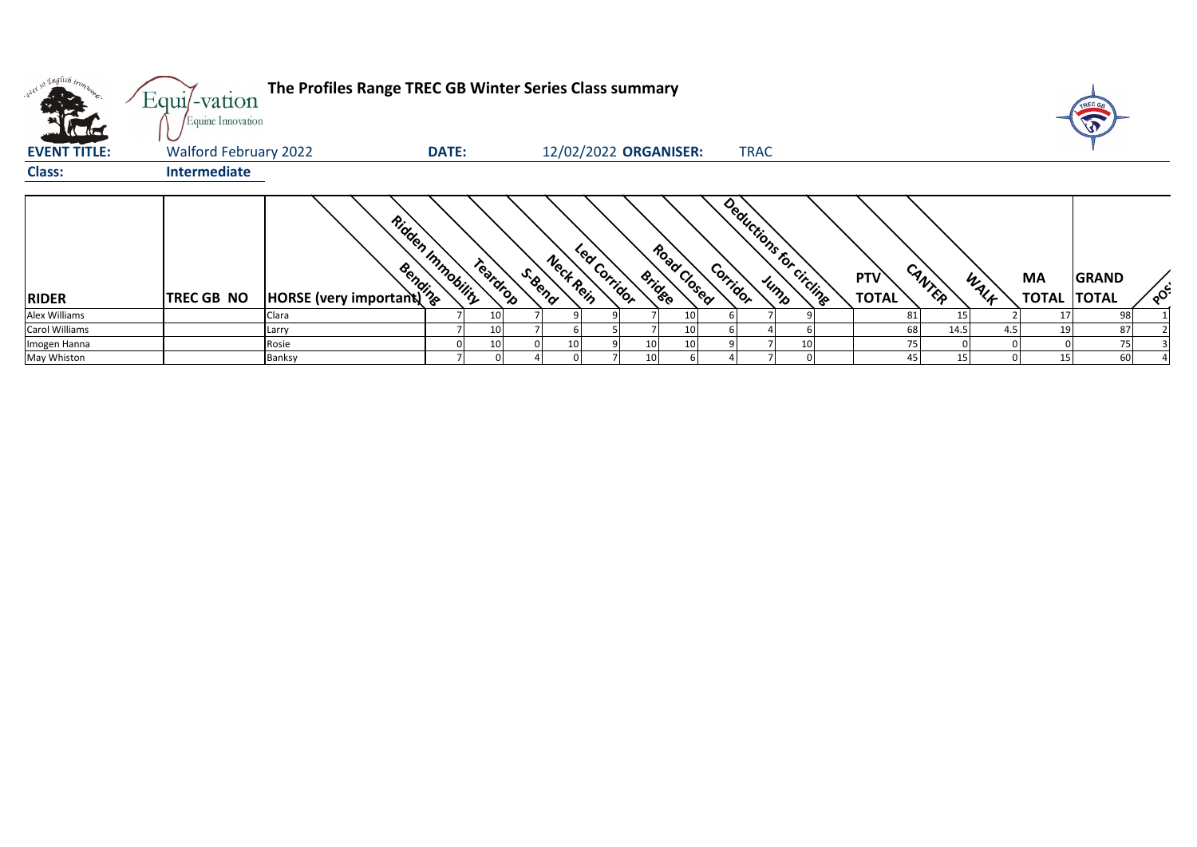# The Profiles Range TREC GB Winter Series Class summary

**EVENT TITLE:** Walford February 2022 **DATE:** 12/02/2022 **ORGANISER:** TRAC

**Class:** Intermediate

| RIDER | TREC GB NO | HORSE (very important) | Ridden Immobility | Bending | Teardrop | S-Bend | Neck Rein | Led Corridor | Bridge | Road Closed | Corridor | Jump | Deductions for circling | PTV TOTAL | CANTER | WALK | MA TOTAL | GRAND TOTAL | POS |
|---|---|---|---|---|---|---|---|---|---|---|---|---|---|---|---|---|---|---|---|
| Alex Williams | | Clara | 7 | 10 | 7 | 9 | 9 | 7 | 10 | 6 | 7 | 9 | | 81 | 15 | 2 | 17 | 98 | 1 |
| Carol Williams | | Larry | 7 | 10 | 7 | 6 | 5 | 7 | 10 | 6 | 4 | 6 | | 68 | 14.5 | 4.5 | 19 | 87 | 2 |
| Imogen Hanna | | Rosie | 0 | 10 | 0 | 10 | 9 | 10 | 10 | 9 | 7 | 10 | | 75 | 0 | 0 | 0 | 75 | 3 |
| May Whiston | | Banksy | 7 | 0 | 4 | 0 | 7 | 10 | 6 | 4 | 7 | 0 | | 45 | 15 | 0 | 15 | 60 | 4 |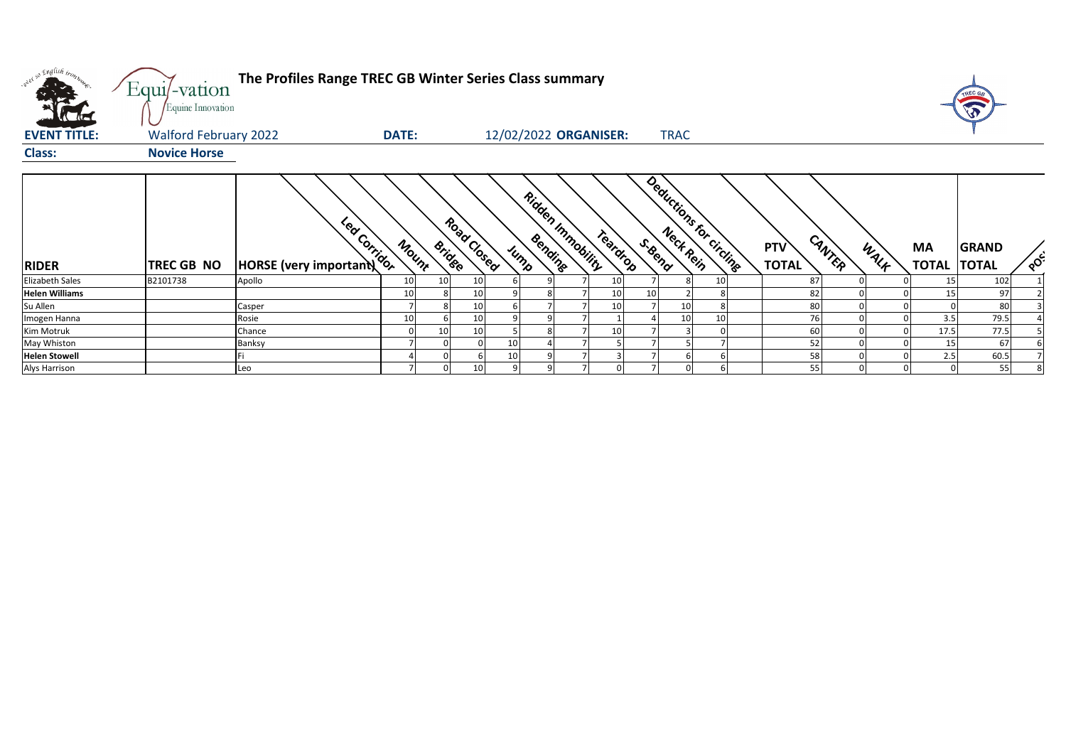**The Profiles Range TREC GB Winter Series Class summary**

**EVENT TITLE:** Walford February 2022 **DATE:** 12/02/2022 **ORGANISER:** TRAC

**Class:** **Novice Horse**

| RIDER | TREC GB NO | HORSE (very important) | Led Corridor | Mount | Bridge | Road Closed | Jump | Bending | Ridden Immobility | Teardrop | S-Bend | Neck Rein | Deductions for circling | PTV TOTAL | CANTER | WALK | MA TOTAL | GRAND TOTAL | POS |
|---|---|---|---|---|---|---|---|---|---|---|---|---|---|---|---|---|---|---|---|
| Elizabeth Sales | B2101738 | Apollo | 10 | 10 | 10 | 6 | 9 | 7 | 10 | 7 | 8 | 10 | | 87 | 0 | 0 | 15 | 102 | 1 |
| **Helen Williams** | | | 10 | 8 | 10 | 9 | 8 | 7 | 10 | 10 | 2 | 8 | | 82 | 0 | 0 | 15 | 97 | 2 |
| Su Allen | | Casper | 7 | 8 | 10 | 6 | 7 | 7 | 10 | 7 | 10 | 8 | | 80 | 0 | 0 | 0 | 80 | 3 |
| Imogen Hanna | | Rosie | 10 | 6 | 10 | 9 | 9 | 7 | 1 | 4 | 10 | 10 | | 76 | 0 | 0 | 3.5 | 79.5 | 4 |
| Kim Motruk | | Chance | 0 | 10 | 10 | 5 | 8 | 7 | 10 | 7 | 3 | 0 | | 60 | 0 | 0 | 17.5 | 77.5 | 5 |
| May Whiston | | Banksy | 7 | 0 | 0 | 10 | 4 | 7 | 5 | 7 | 5 | 7 | | 52 | 0 | 0 | 15 | 67 | 6 |
| **Helen Stowell** | | Fi | 4 | 0 | 6 | 10 | 9 | 7 | 3 | 7 | 6 | 6 | | 58 | 0 | 0 | 2.5 | 60.5 | 7 |
| Alys Harrison | | Leo | 7 | 0 | 10 | 9 | 9 | 7 | 0 | 7 | 0 | 6 | | 55 | 0 | 0 | 0 | 55 | 8 |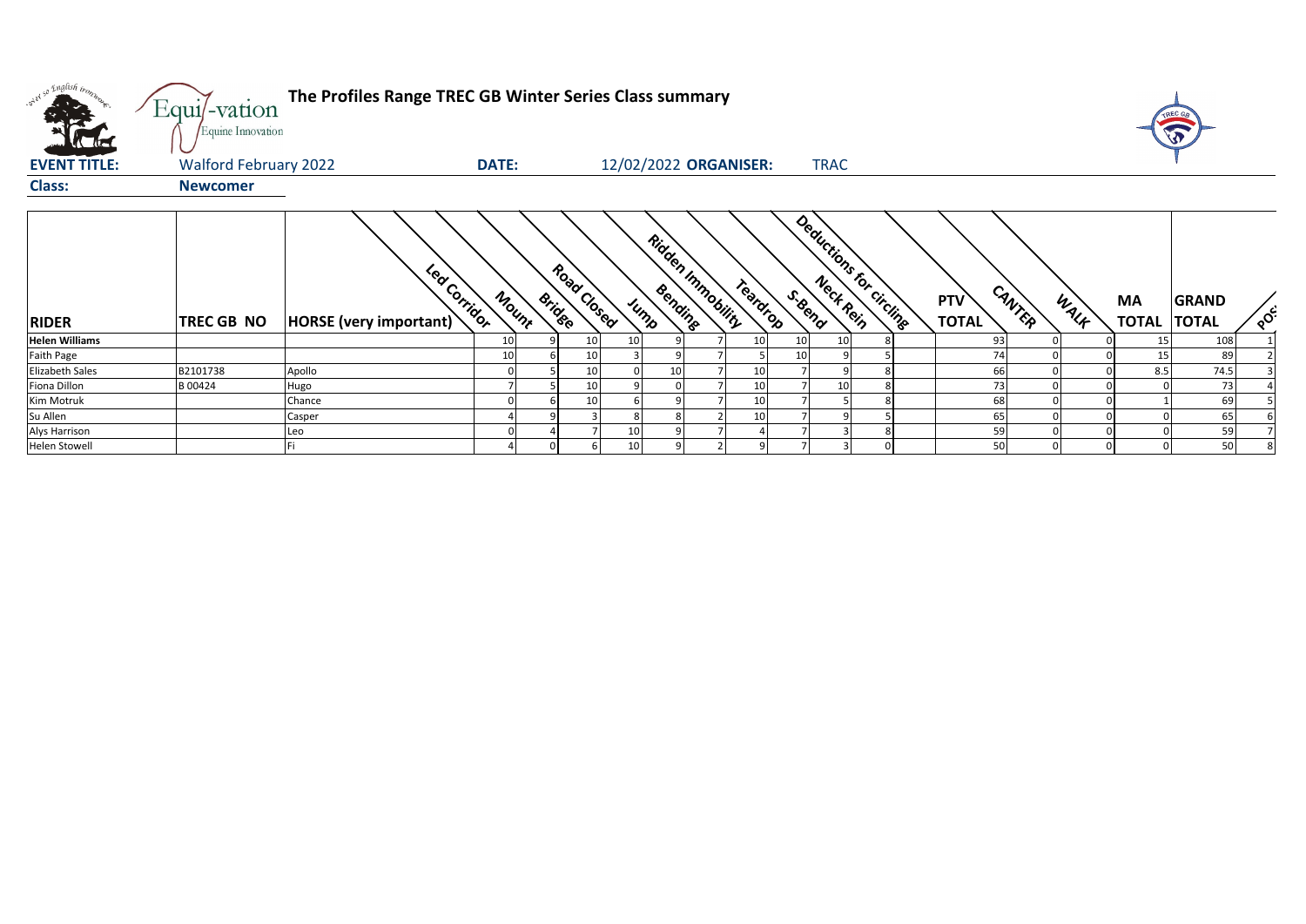# The Profiles Range TREC GB Winter Series Class summary

**EVENT TITLE:** Walford February 2022 **DATE:** 12/02/2022 **ORGANISER:** TRAC

**Class:** Newcomer

| RIDER | TREC GB NO | HORSE (very important) | Led Corridor | Mount | Bridge | Road Closed | Jump | Bending | Ridden Immobility | Teardrop | S-Bend | Neck Rein | Deductions for circling | PTV TOTAL | CANTER | WALK | MA TOTAL | GRAND TOTAL | POS |
|---|---|---|---|---|---|---|---|---|---|---|---|---|---|---|---|---|---|---|---|
| Helen Williams | | | 10 | 9 | 10 | 10 | 9 | 7 | 10 | 10 | 10 | 8 | | 93 | 0 | 0 | 15 | 108 | 1 |
| Faith Page | | | 10 | 6 | 10 | 3 | 9 | 7 | 5 | 10 | 9 | 5 | | 74 | 0 | 0 | 15 | 89 | 2 |
| Elizabeth Sales | B2101738 | Apollo | 0 | 5 | 10 | 0 | 10 | 7 | 10 | 7 | 9 | 8 | | 66 | 0 | 0 | 8.5 | 74.5 | 3 |
| Fiona Dillon | B 00424 | Hugo | 7 | 5 | 10 | 9 | 0 | 7 | 10 | 7 | 10 | 8 | | 73 | 0 | 0 | 0 | 73 | 4 |
| Kim Motruk | | Chance | 0 | 6 | 10 | 6 | 9 | 7 | 10 | 7 | 5 | 8 | | 68 | 0 | 0 | 1 | 69 | 5 |
| Su Allen | | Casper | 4 | 9 | 3 | 8 | 8 | 2 | 10 | 7 | 9 | 5 | | 65 | 0 | 0 | 0 | 65 | 6 |
| Alys Harrison | | Leo | 0 | 4 | 7 | 10 | 9 | 7 | 4 | 7 | 3 | 8 | | 59 | 0 | 0 | 0 | 59 | 7 |
| Helen Stowell | | Fi | 4 | 0 | 6 | 10 | 9 | 2 | 9 | 7 | 3 | 0 | | 50 | 0 | 0 | 0 | 50 | 8 |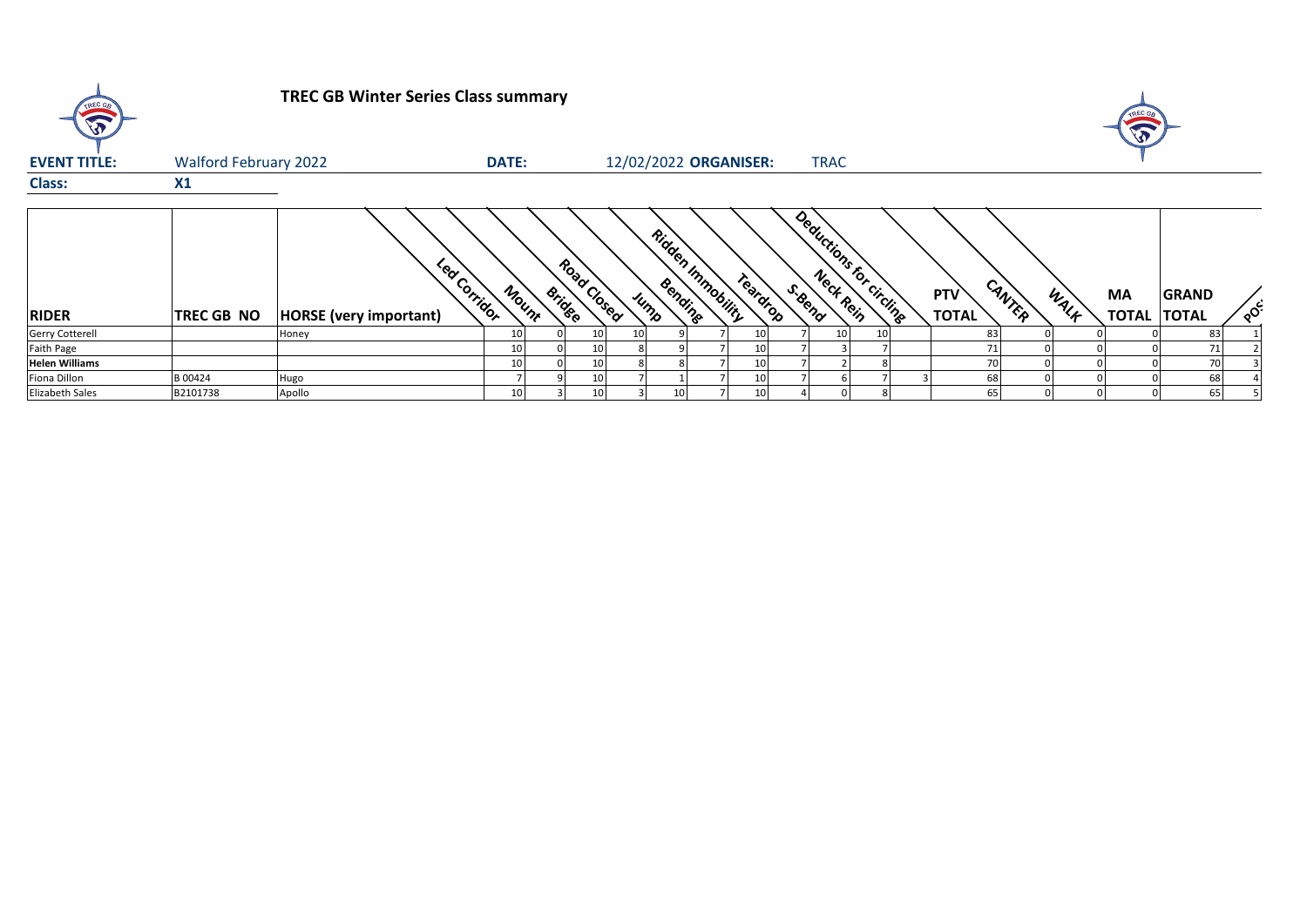# TREC GB Winter Series Class summary

**EVENT TITLE:** Walford February 2022 **DATE:** 12/02/2022 **ORGANISER:** TRAC

**Class:** X1

| RIDER | TREC GB NO | HORSE (very important) | Led Corridor | Mount | Bridge | Road Closed | Jump | Bending | Ridden Immobility | Teardrop | S-Bend | Neck Rein | Deductions for circling | PTV TOTAL | CANTER | WALK | MA TOTAL | GRAND TOTAL | POS |
|---|---|---|---|---|---|---|---|---|---|---|---|---|---|---|---|---|---|---|---|
| Gerry Cotterell | | Honey | 10 | 0 | 10 | 10 | 9 | 7 | 10 | 7 | 10 | 10 | | 83 | 0 | 0 | 0 | 83 | 1 |
| Faith Page | | | 10 | 0 | 10 | 8 | 9 | 7 | 10 | 7 | 3 | 7 | | 71 | 0 | 0 | 0 | 71 | 2 |
| **Helen Williams** | | | 10 | 0 | 10 | 8 | 8 | 7 | 10 | 7 | 2 | 8 | | 70 | 0 | 0 | 0 | 70 | 3 |
| Fiona Dillon | B 00424 | Hugo | 7 | 9 | 10 | 7 | 1 | 7 | 10 | 7 | 6 | 7 | 3 | 68 | 0 | 0 | 0 | 68 | 4 |
| Elizabeth Sales | B2101738 | Apollo | 10 | 3 | 10 | 3 | 10 | 7 | 10 | 4 | 0 | 8 | | 65 | 0 | 0 | 0 | 65 | 5 |